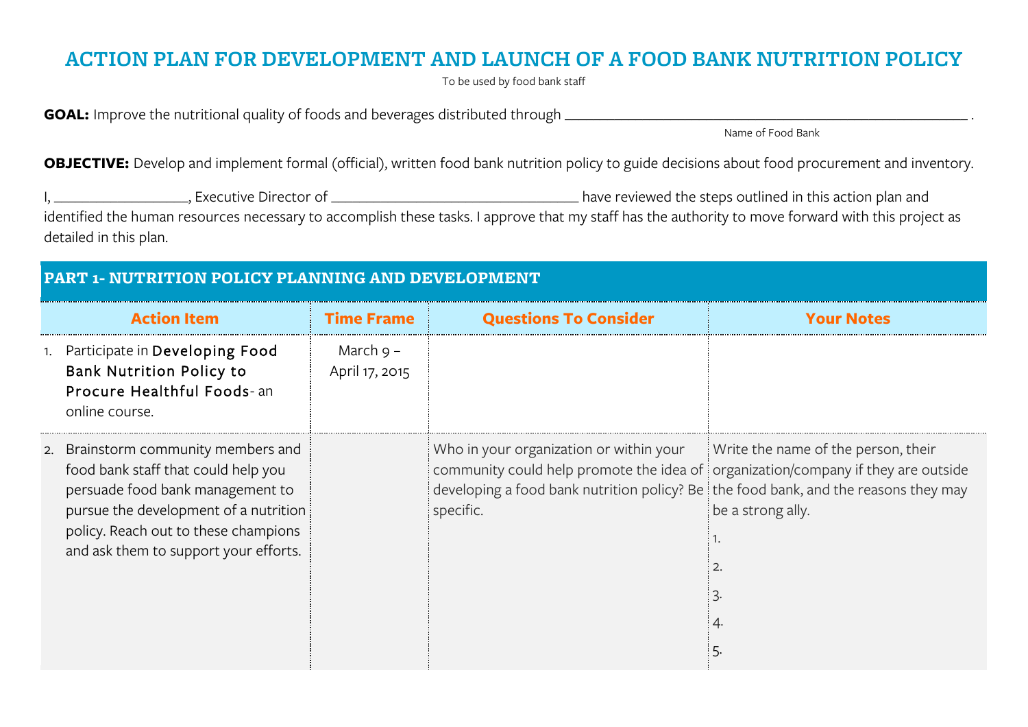# ACTION PLAN FOR DEVELOPMENT AND LAUNCH OF A FOOD BANK NUTRITION POLICY

To be used by food bank staff

**GOAL:** Improve the nutritional quality of foods and beverages distributed through ______________________________ .
Name of Food Bank

**OBJECTIVE:** Develop and implement formal (official), written food bank nutrition policy to guide decisions about food procurement and inventory.

I, ________________, Executive Director of ______________________________ have reviewed the steps outlined in this action plan and identified the human resources necessary to accomplish these tasks. I approve that my staff has the authority to move forward with this project as detailed in this plan.

## PART 1- NUTRITION POLICY PLANNING AND DEVELOPMENT

| Action Item | Time Frame | Questions To Consider | Your Notes |
|---|---|---|---|
| 1. Participate in **Developing Food Bank Nutrition Policy to Procure Healthful Foods**- an online course. | March 9 – April 17, 2015 | | |
| 2. Brainstorm community members and food bank staff that could help you persuade food bank management to pursue the development of a nutrition policy. Reach out to these champions and ask them to support your efforts. | | Who in your organization or within your community could help promote the idea of developing a food bank nutrition policy? Be specific. | Write the name of the person, their organization/company if they are outside the food bank, and the reasons they may be a strong ally.<br>1.<br>2.<br>3.<br>4.<br>5. |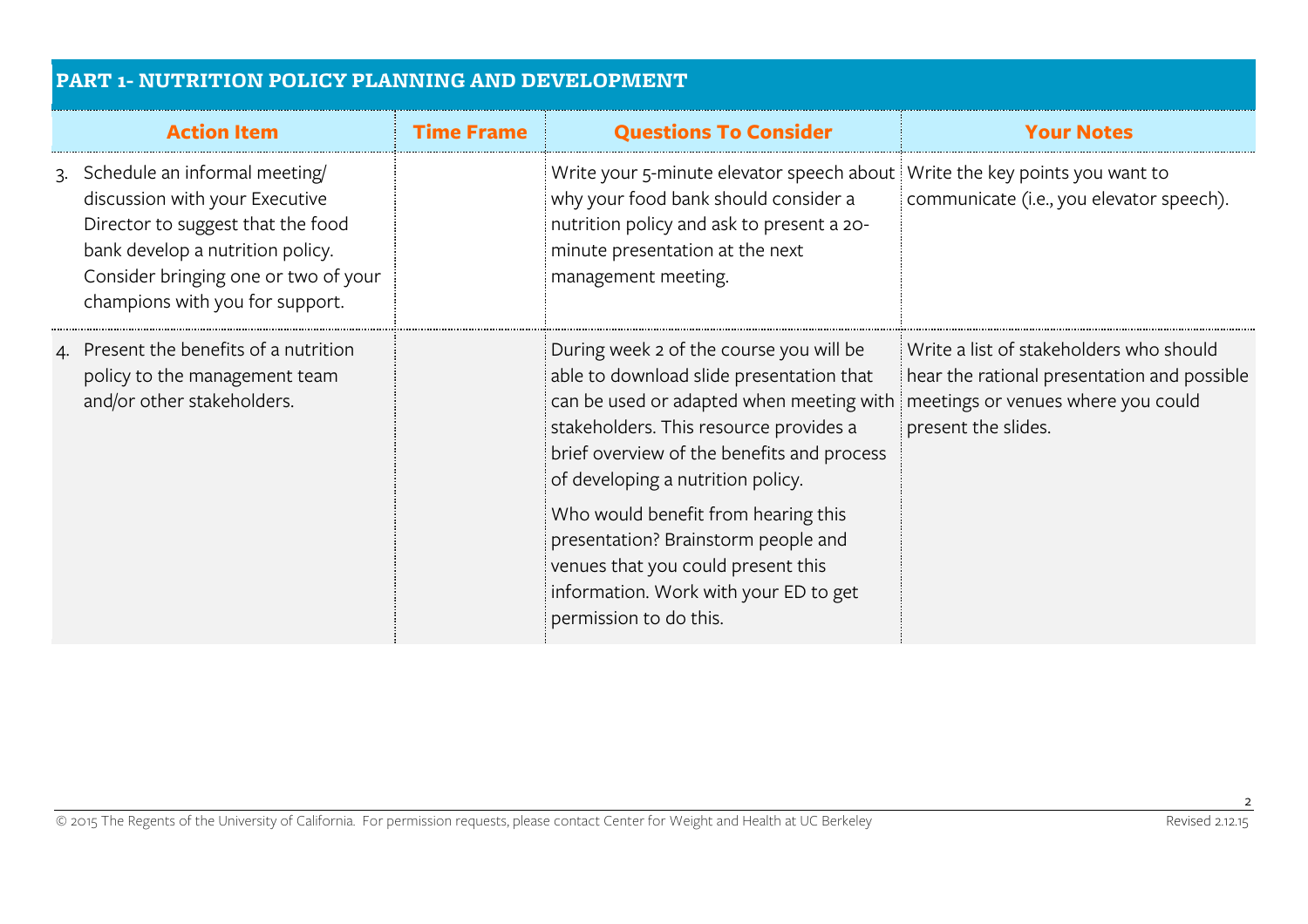## PART 1- NUTRITION POLICY PLANNING AND DEVELOPMENT

| Action Item | Time Frame | Questions To Consider | Your Notes |
|---|---|---|---|
| 3. Schedule an informal meeting/ discussion with your Executive Director to suggest that the food bank develop a nutrition policy. Consider bringing one or two of your champions with you for support. | | Write your 5-minute elevator speech about why your food bank should consider a nutrition policy and ask to present a 20-minute presentation at the next management meeting. | Write the key points you want to communicate (i.e., you elevator speech). |
| 4. Present the benefits of a nutrition policy to the management team and/or other stakeholders. | | During week 2 of the course you will be able to download slide presentation that can be used or adapted when meeting with stakeholders. This resource provides a brief overview of the benefits and process of developing a nutrition policy.<br><br>Who would benefit from hearing this presentation? Brainstorm people and venues that you could present this information. Work with your ED to get permission to do this. | Write a list of stakeholders who should hear the rational presentation and possible meetings or venues where you could present the slides. |

© 2015 The Regents of the University of California. For permission requests, please contact Center for Weight and Health at UC Berkeley

Revised 2.12.15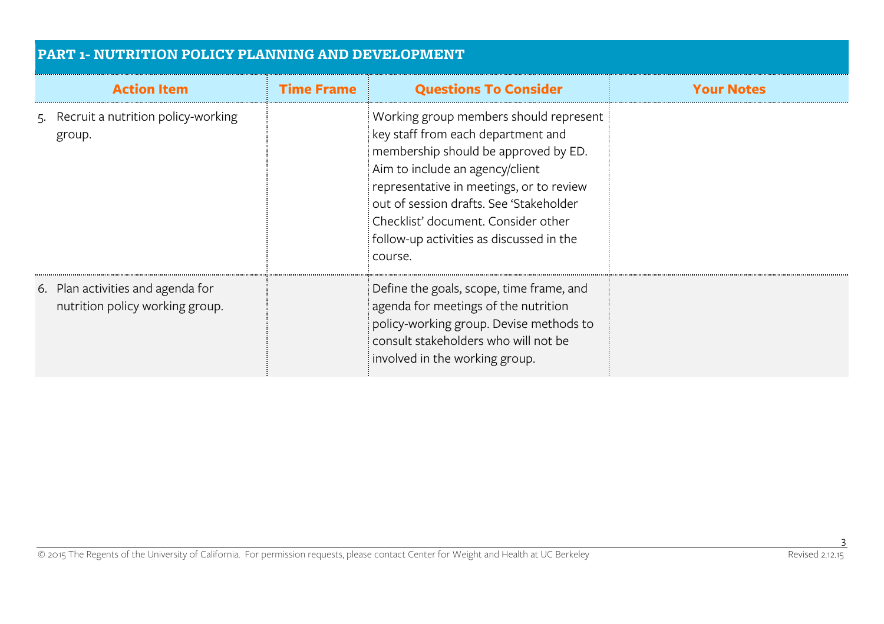## PART 1- NUTRITION POLICY PLANNING AND DEVELOPMENT

| Action Item | Time Frame | Questions To Consider | Your Notes |
| --- | --- | --- | --- |
| 5. Recruit a nutrition policy-working group. | | Working group members should represent key staff from each department and membership should be approved by ED. Aim to include an agency/client representative in meetings, or to review out of session drafts. See 'Stakeholder Checklist' document. Consider other follow-up activities as discussed in the course. | |
| 6. Plan activities and agenda for nutrition policy working group. | | Define the goals, scope, time frame, and agenda for meetings of the nutrition policy-working group. Devise methods to consult stakeholders who will not be involved in the working group. | |

© 2015 The Regents of the University of California. For permission requests, please contact Center for Weight and Health at UC Berkeley

Revised 2.12.15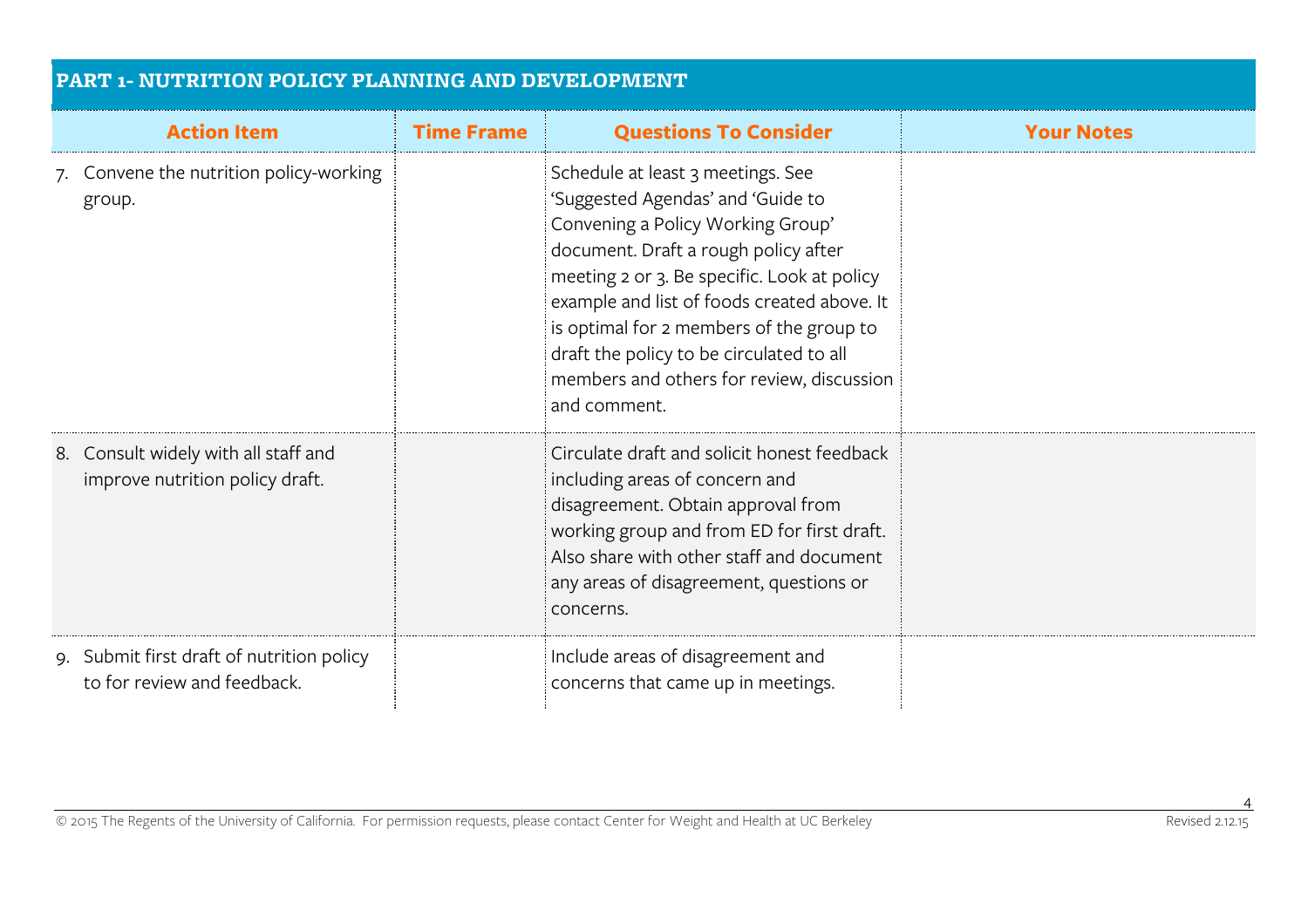## PART 1- NUTRITION POLICY PLANNING AND DEVELOPMENT

| Action Item | Time Frame | Questions To Consider | Your Notes |
| --- | --- | --- | --- |
| 7. Convene the nutrition policy-working group. | | Schedule at least 3 meetings. See 'Suggested Agendas' and 'Guide to Convening a Policy Working Group' document. Draft a rough policy after meeting 2 or 3. Be specific. Look at policy example and list of foods created above. It is optimal for 2 members of the group to draft the policy to be circulated to all members and others for review, discussion and comment. | |
| 8. Consult widely with all staff and improve nutrition policy draft. | | Circulate draft and solicit honest feedback including areas of concern and disagreement. Obtain approval from working group and from ED for first draft. Also share with other staff and document any areas of disagreement, questions or concerns. | |
| 9. Submit first draft of nutrition policy to for review and feedback. | | Include areas of disagreement and concerns that came up in meetings. | |

© 2015 The Regents of the University of California. For permission requests, please contact Center for Weight and Health at UC Berkeley

Revised 2.12.15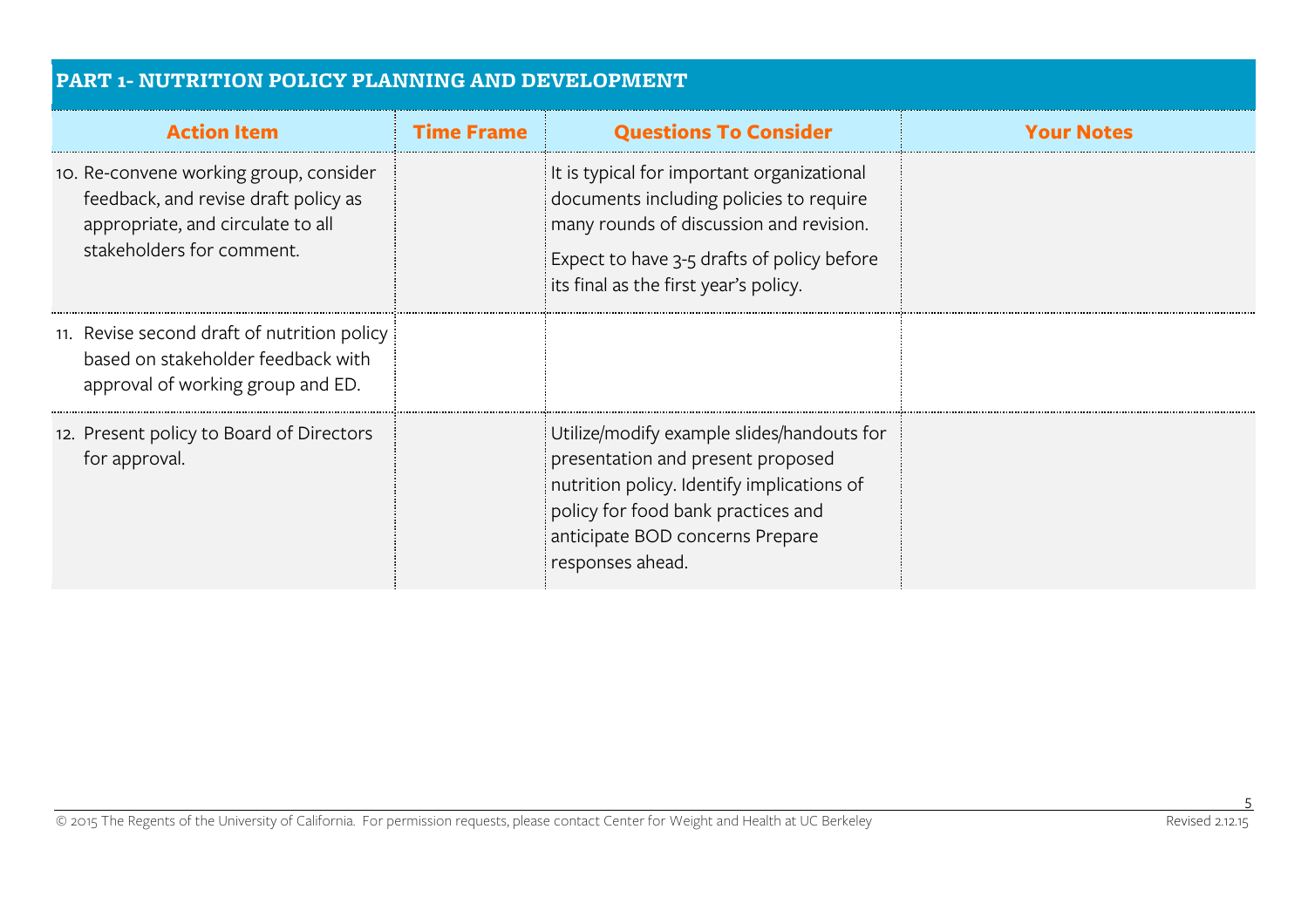## PART 1- NUTRITION POLICY PLANNING AND DEVELOPMENT

| Action Item | Time Frame | Questions To Consider | Your Notes |
|---|---|---|---|
| 10. Re-convene working group, consider feedback, and revise draft policy as appropriate, and circulate to all stakeholders for comment. | | It is typical for important organizational documents including policies to require many rounds of discussion and revision.<br>Expect to have 3-5 drafts of policy before its final as the first year's policy. | |
| 11. Revise second draft of nutrition policy based on stakeholder feedback with approval of working group and ED. | | | |
| 12. Present policy to Board of Directors for approval. | | Utilize/modify example slides/handouts for presentation and present proposed nutrition policy. Identify implications of policy for food bank practices and anticipate BOD concerns Prepare responses ahead. | |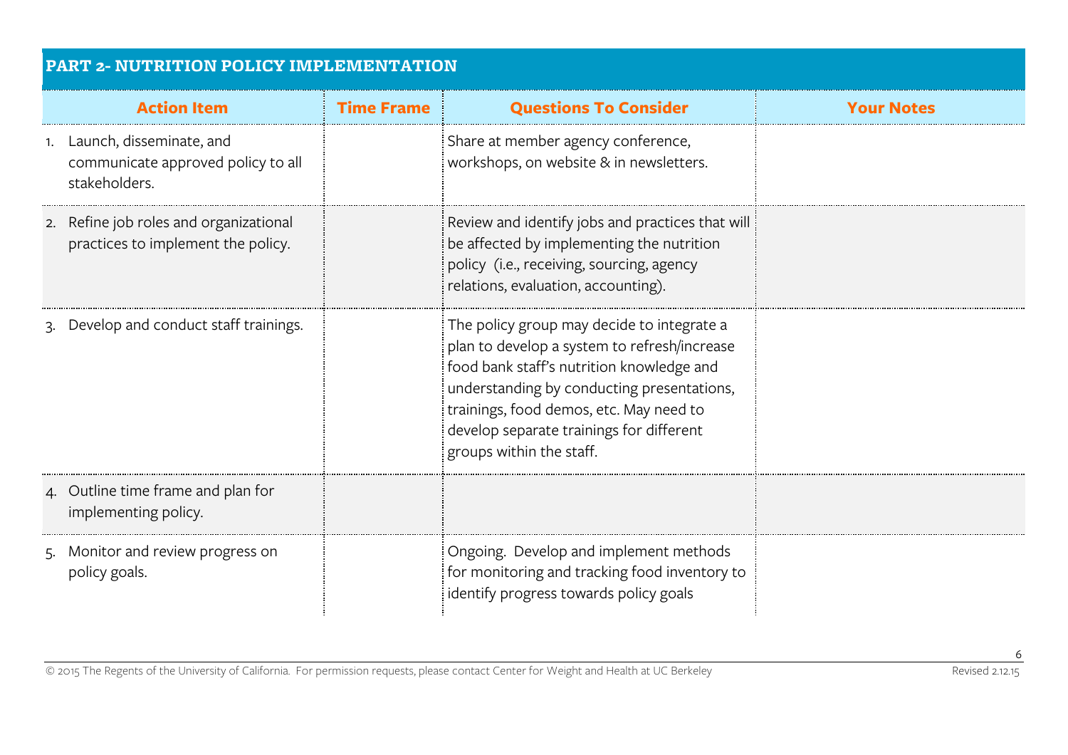## PART 2- NUTRITION POLICY IMPLEMENTATION

| Action Item | Time Frame | Questions To Consider | Your Notes |
|---|---|---|---|
| 1. Launch, disseminate, and communicate approved policy to all stakeholders. | | Share at member agency conference, workshops, on website & in newsletters. | |
| 2. Refine job roles and organizational practices to implement the policy. | | Review and identify jobs and practices that will be affected by implementing the nutrition policy (i.e., receiving, sourcing, agency relations, evaluation, accounting). | |
| 3. Develop and conduct staff trainings. | | The policy group may decide to integrate a plan to develop a system to refresh/increase food bank staff's nutrition knowledge and understanding by conducting presentations, trainings, food demos, etc. May need to develop separate trainings for different groups within the staff. | |
| 4. Outline time frame and plan for implementing policy. | | | |
| 5. Monitor and review progress on policy goals. | | Ongoing. Develop and implement methods for monitoring and tracking food inventory to identify progress towards policy goals | |

© 2015 The Regents of the University of California. For permission requests, please contact Center for Weight and Health at UC Berkeley

Revised 2.12.15